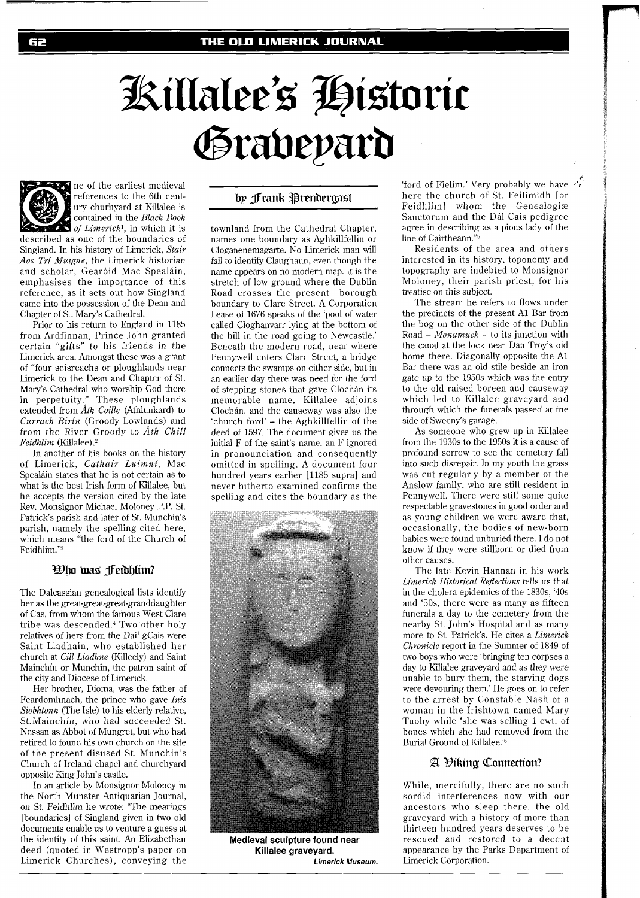# Killalee's Historic Graveyard

by Frank Prendergast

One of the earliest medieval references to the 6th century churhyard at Killalee is contained in the *Black Book of Limerick*[1], in which it is described as one of the boundaries of Singland. In his history of Limerick, *Stair Aos Trí Muighe*, the Limerick historian and scholar, Gearóid Mac Spealáin, emphasises the importance of this reference, as it sets out how Singland came into the possession of the Dean and Chapter of St. Mary's Cathedral.

Prior to his return to England in 1185 from Ardfinnan, Prince John granted certain "gifts" to his friends in the Limerick area. Amongst these was a grant of "four seisreachs or ploughlands near Limerick to the Dean and Chapter of St. Mary's Cathedral who worship God there in perpetuity." These ploughlands extended from *Áth Coille* (Athlunkard) to *Currach Birín* (Groody Lowlands) and from the River Groody to *Áth Chill Feidhlim* (Killalee).[2]

In another of his books on the history of Limerick, *Cathair Luimní*, Mac Spealáin states that he is not certain as to what is the best Irish form of Killalee, but he accepts the version cited by the late Rev. Monsignor Michael Moloney P.P. St. Patrick's parish and later of St. Munchin's parish, namely the spelling cited here, which means "the ford of the Church of Feidhlim."[3]

## Who was Feidhlim?

The Dalcassian genealogical lists identify her as the great-great-great-granddaughter of Cas, from whom the famous West Clare tribe was descended.[4] Two other holy relatives of hers from the Dail gCais were Saint Liadhain, who established her church at *Cill Liadhne* (Killeely) and Saint Mainchín or Munchin, the patron saint of the city and Diocese of Limerick.

Her brother, Díoma, was the father of Feardomhnach, the prince who gave *Inis Siobhtonn* (The Isle) to his elderly relative, St.Mainchín, who had succeeded St. Nessan as Abbot of Mungret, but who had retired to found his own church on the site of the present disused St. Munchin's Church of Ireland chapel and churchyard opposite King John's castle.

In an article by Monsignor Moloney in the North Munster Antiquarian Journal, on St. Feidhlim he wrote: "The mearings [boundaries] of Singland given in two old documents enable us to venture a guess at the identity of this saint. An Elizabethan deed (quoted in Westropp's paper on Limerick Churches), conveying the townland from the Cathedral Chapter, names one boundary as Aghkillfellin or Cloganenemagarte. No Limerick man will fail to identify Claughaun, even though the name appears on no modern map. It is the stretch of low ground where the Dublin Road crosses the present borough boundary to Clare Street. A Corporation Lease of 1676 speaks of the 'pool of water called Cloghanvarr lying at the bottom of the hill in the road going to Newcastle.' Beneath the modern road, near where Pennywell enters Clare Street, a bridge connects the swamps on either side, but in an earlier day there was need for the ford of stepping stones that gave Clochán its memorable name. Killalee adjoins Clochán, and the causeway was also the 'church ford' – the Aghkillfellin of the deed of 1597. The document gives us the initial F of the saint's name, an F ignored in pronounciation and consequently omitted in spelling. A document four hundred years earlier [1185 supra] and never hitherto examined confirms the spelling and cites the boundary as the 'ford of Fielim.' Very probably we have here the church of St. Feilimidh [or Feidhlim] whom the Genealogiæ Sanctorum and the Dál Cais pedigree agree in describing as a pious lady of the line of Cairtheann."[5]

Medieval sculpture found near Killalee graveyard.
*Limerick Museum.*

Residents of the area and others interested in its history, toponomy and topography are indebted to Monsignor Moloney, their parish priest, for his treatise on this subject.

The stream he refers to flows under the precincts of the present A1 Bar from the bog on the other side of the Dublin Road – *Monamuck* – to its junction with the canal at the lock near Dan Troy's old home there. Diagonally opposite the A1 Bar there was an old stile beside an iron gate up to the 1950s which was the entry to the old raised boreen and causeway which led to Killalee graveyard and through which the funerals passed at the side of Sweeny's garage.

As someone who grew up in Killalee from the 1930s to the 1950s it is a cause of profound sorrow to see the cemetery fall into such disrepair. In my youth the grass was cut regularly by a member of the Anslow family, who are still resident in Pennywell. There were still some quite respectable gravestones in good order and as young children we were aware that, occasionally, the bodies of new-born babies were found unburied there. I do not know if they were stillborn or died from other causes.

The late Kevin Hannan in his work *Limerick Historical Reflections* tells us that in the cholera epidemics of the 1830s, '40s and '50s, there were as many as fifteen funerals a day to the cemetery from the nearby St. John's Hospital and as many more to St. Patrick's. He cites a *Limerick Chronicle* report in the Summer of 1849 of two boys who were 'bringing ten corpses a day to Killalee graveyard and as they were unable to bury them, the starving dogs were devouring them.' He goes on to refer to the arrest by Constable Nash of a woman in the Irishtown named Mary Tuohy while 'she was selling 1 cwt. of bones which she had removed from the Burial Ground of Killalee.'[6]

## A Viking Connection?

While, mercifully, there are no such sordid interferences now with our ancestors who sleep there, the old graveyard with a history of more than thirteen hundred years deserves to be rescued and restored to a decent appearance by the Parks Department of Limerick Corporation.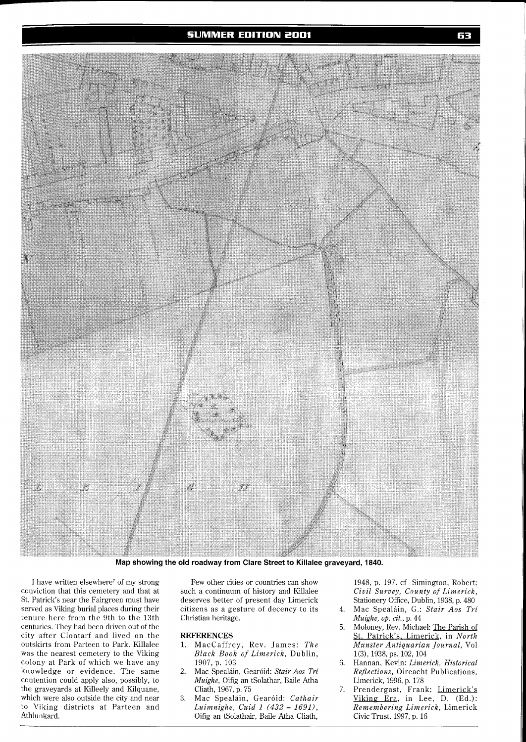Map showing the old roadway from Clare Street to Killalee graveyard, 1840.

I have written elsewhere[7] of my strong conviction that this cemetery and that at St. Patrick's near the Fairgreen must have served as Viking burial places during their tenure here from the 9th to the 13th centuries. They had been driven out of the city after Clontarf and lived on the outskirts from Parteen to Park. Killalee was the nearest cemetery to the Viking colony at Park of which we have any knowledge or evidence. The same contention could apply also, possibly, to the graveyards at Killeely and Kilquane, which were also outside the city and near to Viking districts at Parteen and Athlunkard.

Few other cities or countries can show such a continuum of history and Killalee deserves better of present day Limerick citizens as a gesture of decency to its Christian heritage.

## REFERENCES

1. MacCaffrey, Rev. James: *The Black Book of Limerick*, Dublin, 1907, p. 103
2. Mac Spealáin, Gearóid: *Stair Aos Trí Muighe*, Oifig an tSolathar, Baile Atha Cliath, 1967, p. 75
3. Mac Spealáin, Gearóid: *Cathair Luimnighe, Cuid 1 (432 – 1691)*, Oifig an tSolathair, Baile Atha Cliath, 1948, p. 197. cf Simington, Robert: *Civil Survey, County of Limerick*, Stationery Office, Dublin, 1938, p. 480
4. Mac Spealáin, G.: *Stair Aos Trí Muighe, op. cit.*, p. 44
5. Moloney, Rev. Michael: The Parish of St. Patrick's, Limerick, in *North Munster Antiquarian Journal*, Vol 1(3), 1938, ps. 102, 104
6. Hannan, Kevin: *Limerick, Historical Reflections*, Oireacht Publications, Limerick, 1996, p. 178
7. Prendergast, Frank: Limerick's Viking Era, in Lee, D. (Ed.): *Remembering Limerick*, Limerick Civic Trust, 1997, p. 16